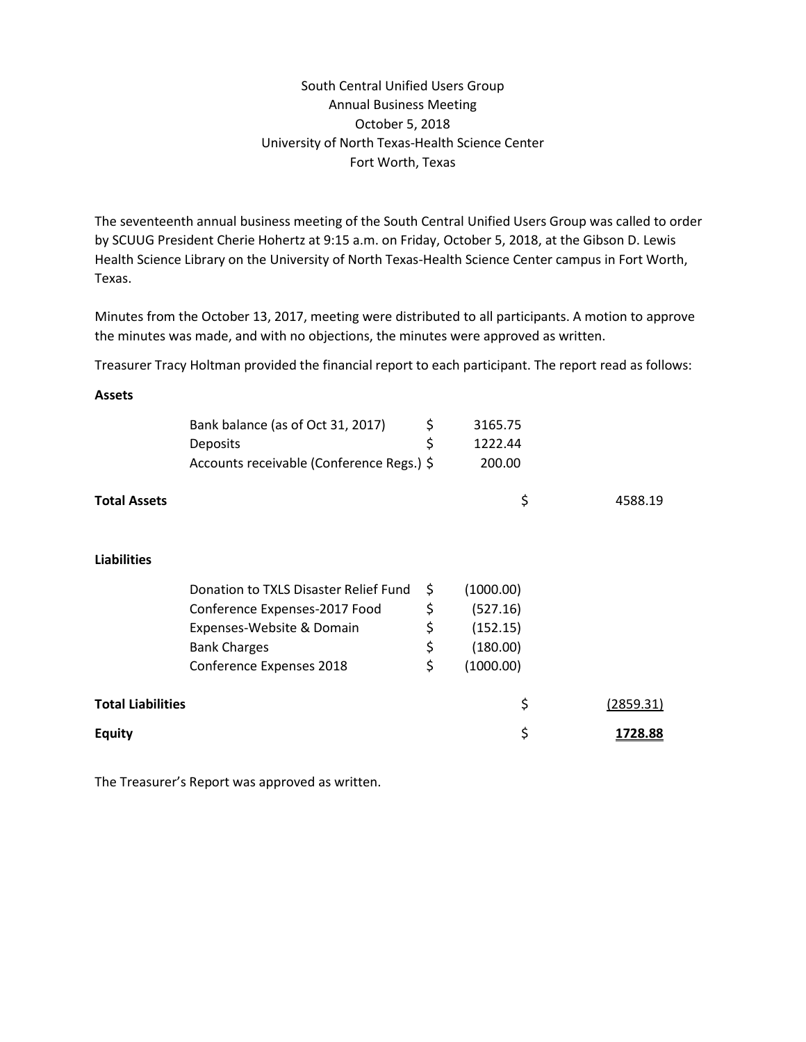South Central Unified Users Group
Annual Business Meeting
October 5, 2018
University of North Texas-Health Science Center
Fort Worth, Texas

The seventeenth annual business meeting of the South Central Unified Users Group was called to order by SCUUG President Cherie Hohertz at 9:15 a.m. on Friday, October 5, 2018, at the Gibson D. Lewis Health Science Library on the University of North Texas-Health Science Center campus in Fort Worth, Texas.

Minutes from the October 13, 2017, meeting were distributed to all participants. A motion to approve the minutes was made, and with no objections, the minutes were approved as written.

Treasurer Tracy Holtman provided the financial report to each participant. The report read as follows:

| | | | | |
|---|---|---|---|---|
| **Assets** | | | | |
| | Bank balance (as of Oct 31, 2017) | $ | 3165.75 | |
| | Deposits | $ | 1222.44 | |
| | Accounts receivable (Conference Regs.) | $ | 200.00 | |
| **Total Assets** | | | $ | 4588.19 |
| **Liabilities** | | | | |
| | Donation to TXLS Disaster Relief Fund | $ | (1000.00) | |
| | Conference Expenses-2017 Food | $ | (527.16) | |
| | Expenses-Website & Domain | $ | (152.15) | |
| | Bank Charges | $ | (180.00) | |
| | Conference Expenses 2018 | $ | (1000.00) | |
| **Total Liabilities** | | | $ | (2859.31) |
| **Equity** | | | $ | **1728.88** |

The Treasurer's Report was approved as written.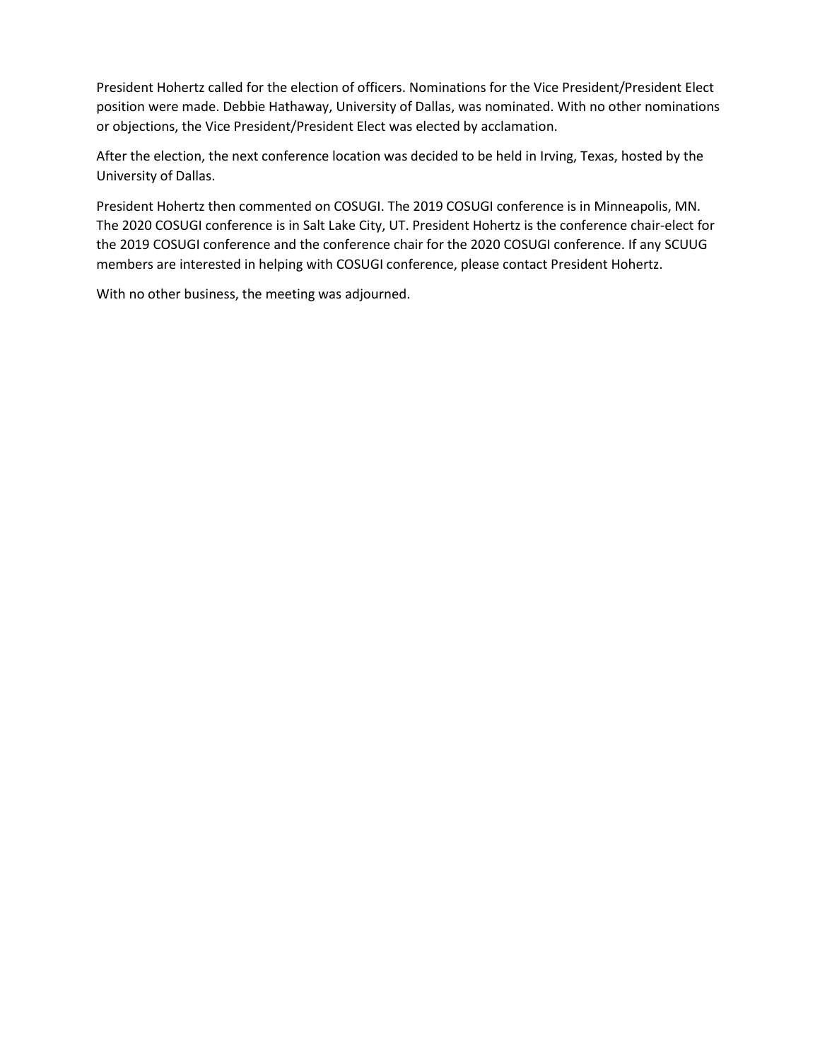President Hohertz called for the election of officers. Nominations for the Vice President/President Elect position were made. Debbie Hathaway, University of Dallas, was nominated. With no other nominations or objections, the Vice President/President Elect was elected by acclamation.

After the election, the next conference location was decided to be held in Irving, Texas, hosted by the University of Dallas.

President Hohertz then commented on COSUGI. The 2019 COSUGI conference is in Minneapolis, MN. The 2020 COSUGI conference is in Salt Lake City, UT. President Hohertz is the conference chair-elect for the 2019 COSUGI conference and the conference chair for the 2020 COSUGI conference. If any SCUUG members are interested in helping with COSUGI conference, please contact President Hohertz.

With no other business, the meeting was adjourned.